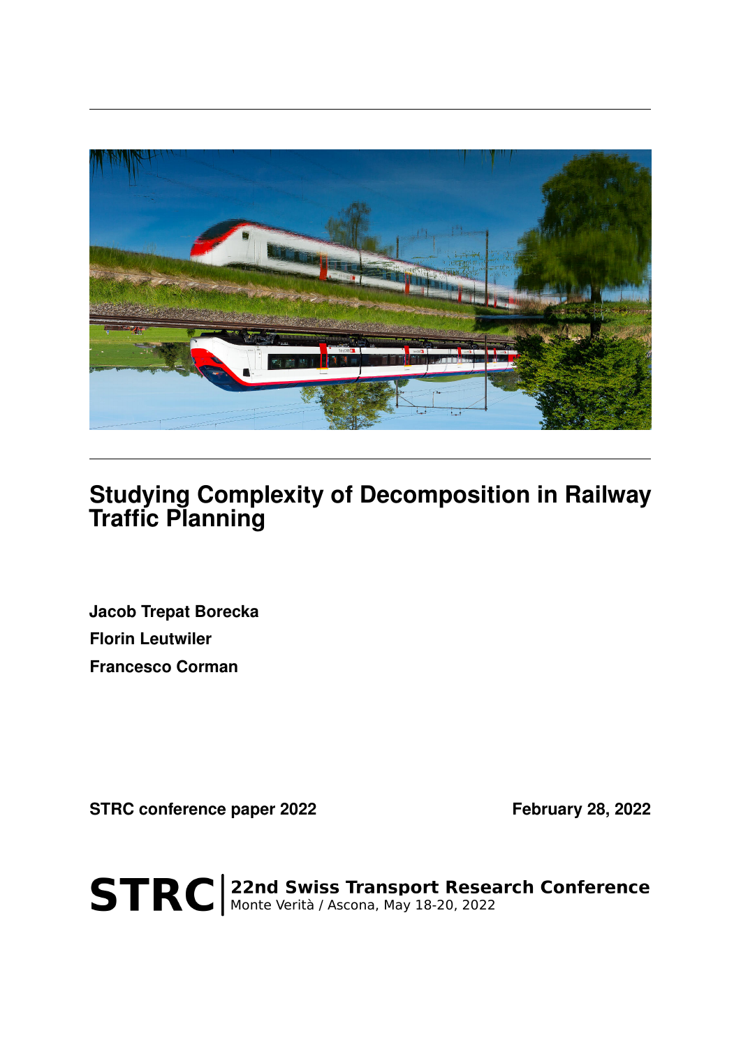# Studying Complexity of Decomposition in Railway Traffic Planning

**Jacob Trepat Borecka**

**Florin Leutwiler**

**Francesco Corman**

**STRC conference paper 2022**

**February 28, 2022**

**STRC** | **22nd Swiss Transport Research Conference**
Monte Verità / Ascona, May 18-20, 2022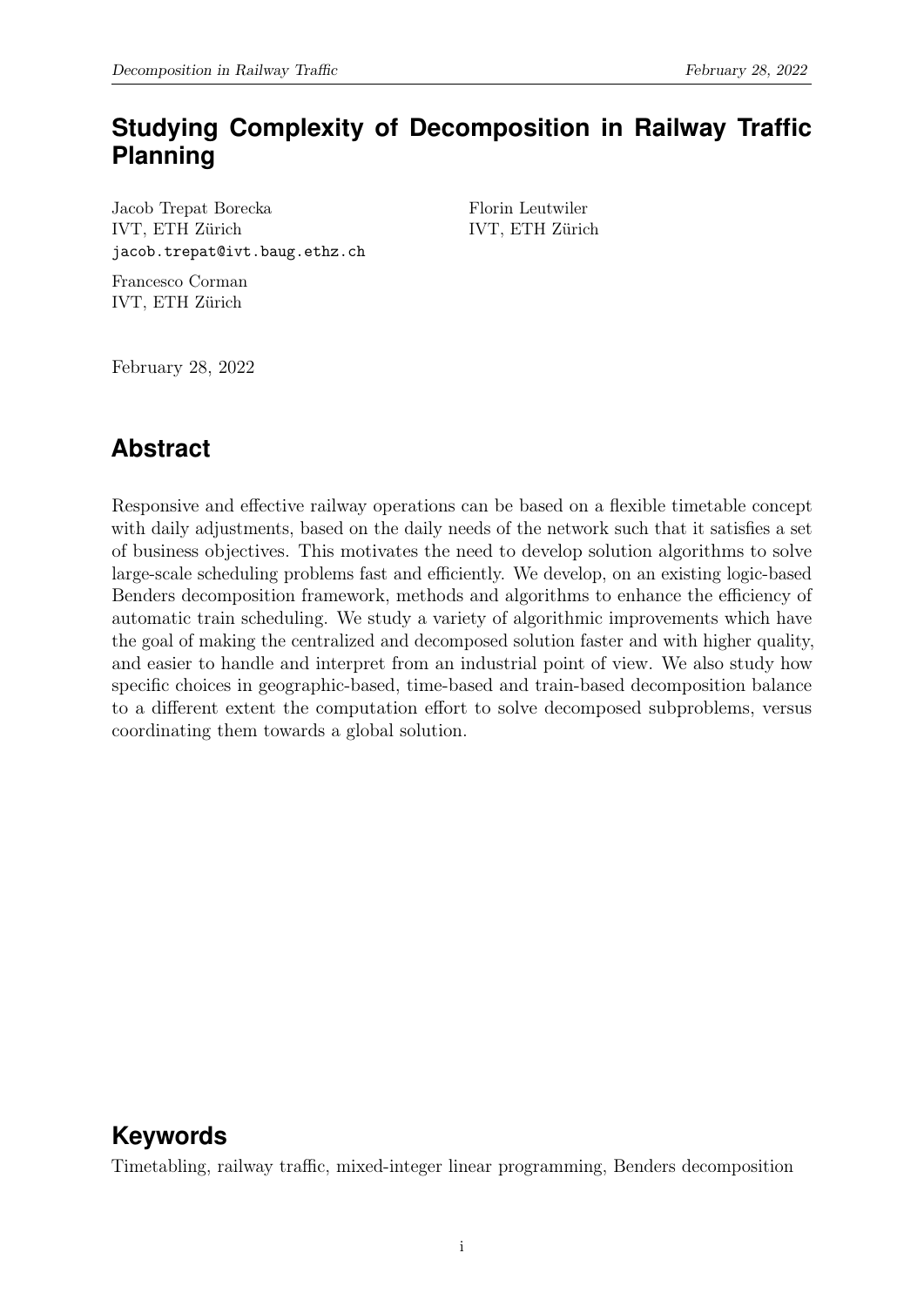# Studying Complexity of Decomposition in Railway Traffic Planning

Jacob Trepat Borecka
IVT, ETH Zürich
jacob.trepat@ivt.baug.ethz.ch

Florin Leutwiler
IVT, ETH Zürich

Francesco Corman
IVT, ETH Zürich

February 28, 2022

## Abstract

Responsive and effective railway operations can be based on a flexible timetable concept with daily adjustments, based on the daily needs of the network such that it satisfies a set of business objectives. This motivates the need to develop solution algorithms to solve large-scale scheduling problems fast and efficiently. We develop, on an existing logic-based Benders decomposition framework, methods and algorithms to enhance the efficiency of automatic train scheduling. We study a variety of algorithmic improvements which have the goal of making the centralized and decomposed solution faster and with higher quality, and easier to handle and interpret from an industrial point of view. We also study how specific choices in geographic-based, time-based and train-based decomposition balance to a different extent the computation effort to solve decomposed subproblems, versus coordinating them towards a global solution.

## Keywords

Timetabling, railway traffic, mixed-integer linear programming, Benders decomposition